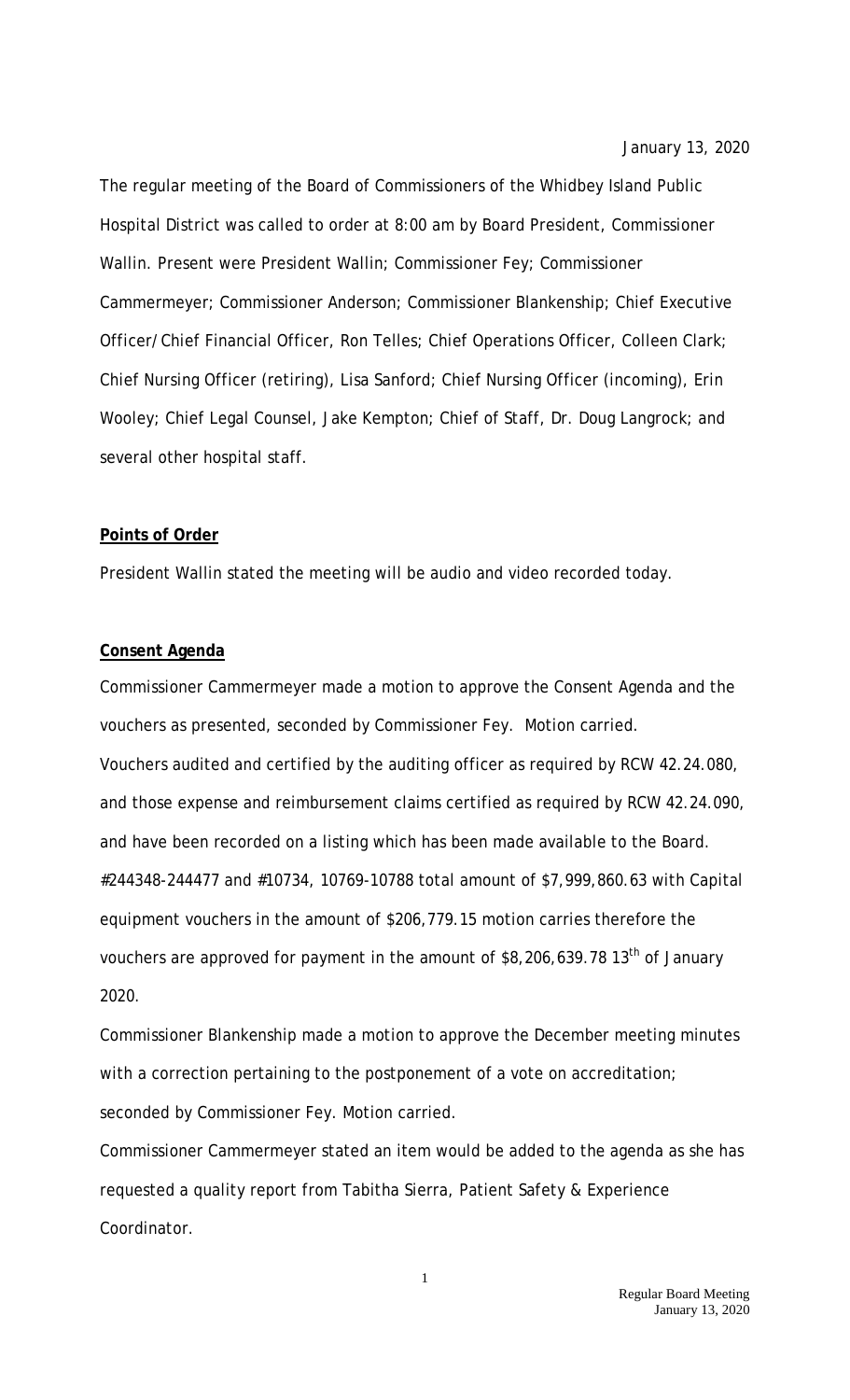January 13, 2020

The regular meeting of the Board of Commissioners of the Whidbey Island Public Hospital District was called to order at 8:00 am by Board President, Commissioner Wallin. Present were President Wallin; Commissioner Fey; Commissioner Cammermeyer; Commissioner Anderson; Commissioner Blankenship; Chief Executive Officer/Chief Financial Officer, Ron Telles; Chief Operations Officer, Colleen Clark; Chief Nursing Officer (retiring), Lisa Sanford; Chief Nursing Officer (incoming), Erin Wooley; Chief Legal Counsel, Jake Kempton; Chief of Staff, Dr. Doug Langrock; and several other hospital staff.

**Points of Order**

President Wallin stated the meeting will be audio and video recorded today.

**Consent Agenda**

Commissioner Cammermeyer made a motion to approve the Consent Agenda and the vouchers as presented, seconded by Commissioner Fey. Motion carried.

Vouchers audited and certified by the auditing officer as required by RCW 42.24.080, and those expense and reimbursement claims certified as required by RCW 42.24.090, and have been recorded on a listing which has been made available to the Board. #244348-244477 and #10734, 10769-10788 total amount of $7,999,860.63 with Capital equipment vouchers in the amount of $206,779.15 motion carries therefore the vouchers are approved for payment in the amount of $8,206,639.78 13th of January 2020.

Commissioner Blankenship made a motion to approve the December meeting minutes with a correction pertaining to the postponement of a vote on accreditation; seconded by Commissioner Fey. Motion carried.

Commissioner Cammermeyer stated an item would be added to the agenda as she has requested a quality report from Tabitha Sierra, Patient Safety & Experience Coordinator.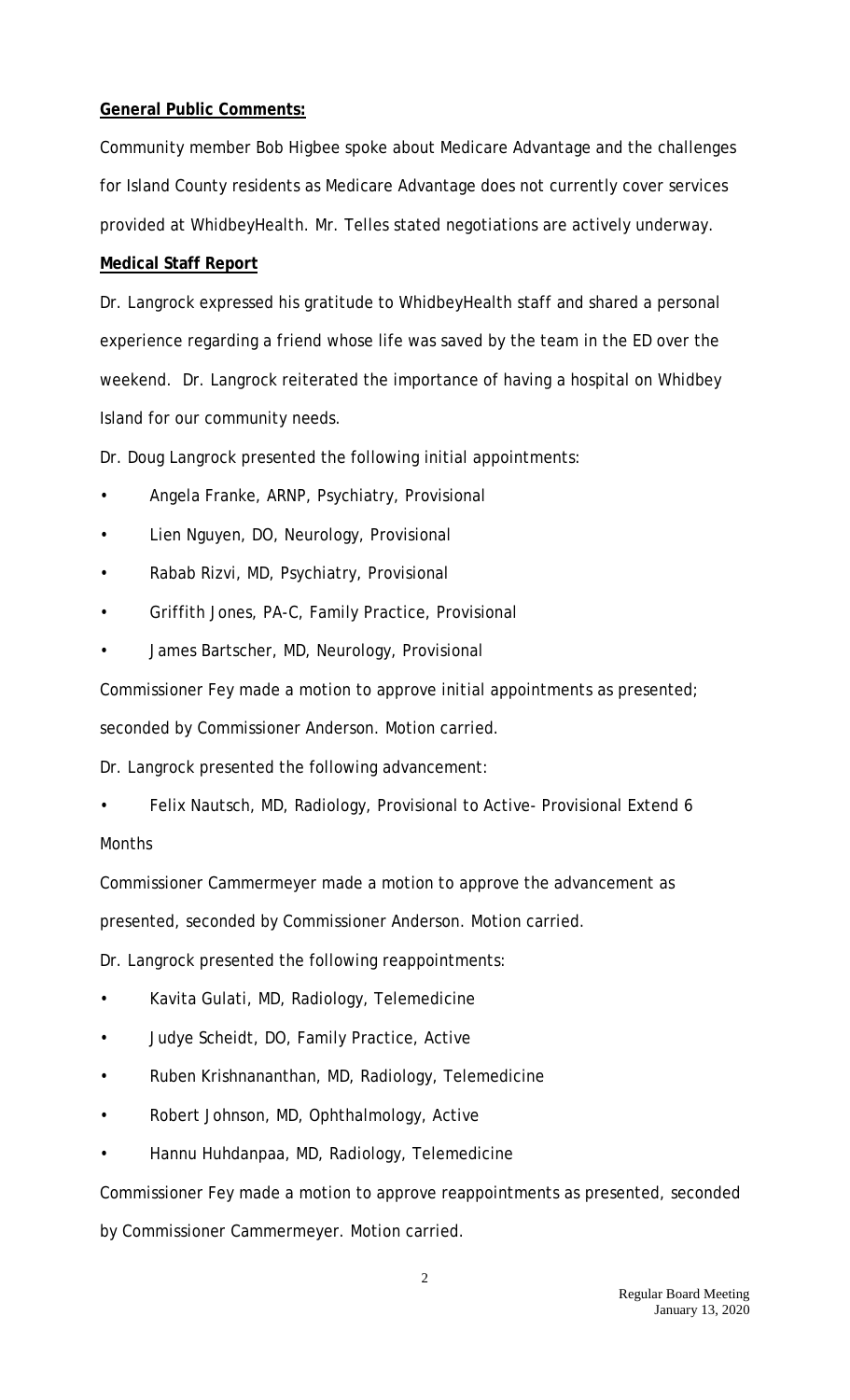**General Public Comments:**

Community member Bob Higbee spoke about Medicare Advantage and the challenges for Island County residents as Medicare Advantage does not currently cover services provided at WhidbeyHealth. Mr. Telles stated negotiations are actively underway.

**Medical Staff Report**

Dr. Langrock expressed his gratitude to WhidbeyHealth staff and shared a personal experience regarding a friend whose life was saved by the team in the ED over the weekend. Dr. Langrock reiterated the importance of having a hospital on Whidbey Island for our community needs.

Dr. Doug Langrock presented the following initial appointments:

- Angela Franke, ARNP, Psychiatry, Provisional
- Lien Nguyen, DO, Neurology, Provisional
- Rabab Rizvi, MD, Psychiatry, Provisional
- Griffith Jones, PA-C, Family Practice, Provisional
- James Bartscher, MD, Neurology, Provisional

Commissioner Fey made a motion to approve initial appointments as presented; seconded by Commissioner Anderson. Motion carried.

Dr. Langrock presented the following advancement:

- Felix Nautsch, MD, Radiology, Provisional to Active- Provisional Extend 6 Months

Commissioner Cammermeyer made a motion to approve the advancement as presented, seconded by Commissioner Anderson. Motion carried.

Dr. Langrock presented the following reappointments:

- Kavita Gulati, MD, Radiology, Telemedicine
- Judye Scheidt, DO, Family Practice, Active
- Ruben Krishnananthan, MD, Radiology, Telemedicine
- Robert Johnson, MD, Ophthalmology, Active
- Hannu Huhdanpaa, MD, Radiology, Telemedicine

Commissioner Fey made a motion to approve reappointments as presented, seconded by Commissioner Cammermeyer. Motion carried.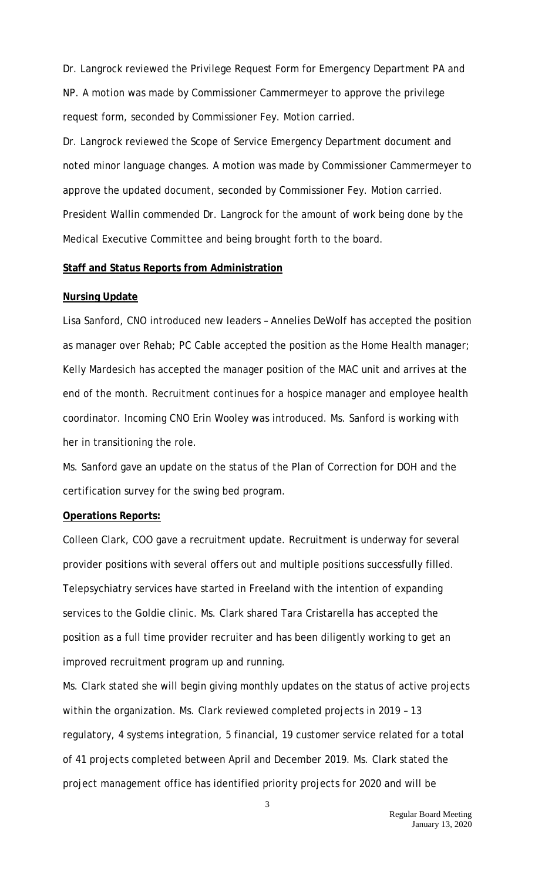Dr. Langrock reviewed the Privilege Request Form for Emergency Department PA and NP. A motion was made by Commissioner Cammermeyer to approve the privilege request form, seconded by Commissioner Fey. Motion carried.

Dr. Langrock reviewed the Scope of Service Emergency Department document and noted minor language changes. A motion was made by Commissioner Cammermeyer to approve the updated document, seconded by Commissioner Fey. Motion carried.

President Wallin commended Dr. Langrock for the amount of work being done by the Medical Executive Committee and being brought forth to the board.

**Staff and Status Reports from Administration**

**Nursing Update**

Lisa Sanford, CNO introduced new leaders – Annelies DeWolf has accepted the position as manager over Rehab; PC Cable accepted the position as the Home Health manager; Kelly Mardesich has accepted the manager position of the MAC unit and arrives at the end of the month. Recruitment continues for a hospice manager and employee health coordinator. Incoming CNO Erin Wooley was introduced. Ms. Sanford is working with her in transitioning the role.

Ms. Sanford gave an update on the status of the Plan of Correction for DOH and the certification survey for the swing bed program.

**Operations Reports:**

Colleen Clark, COO gave a recruitment update. Recruitment is underway for several provider positions with several offers out and multiple positions successfully filled. Telepsychiatry services have started in Freeland with the intention of expanding services to the Goldie clinic. Ms. Clark shared Tara Cristarella has accepted the position as a full time provider recruiter and has been diligently working to get an improved recruitment program up and running.

Ms. Clark stated she will begin giving monthly updates on the status of active projects within the organization. Ms. Clark reviewed completed projects in 2019 – 13 regulatory, 4 systems integration, 5 financial, 19 customer service related for a total of 41 projects completed between April and December 2019. Ms. Clark stated the project management office has identified priority projects for 2020 and will be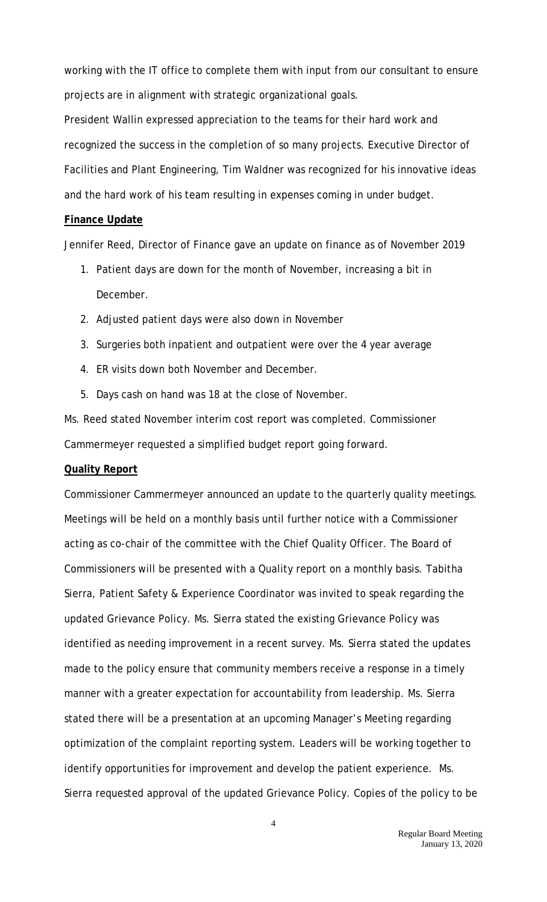working with the IT office to complete them with input from our consultant to ensure projects are in alignment with strategic organizational goals.

President Wallin expressed appreciation to the teams for their hard work and recognized the success in the completion of so many projects. Executive Director of Facilities and Plant Engineering, Tim Waldner was recognized for his innovative ideas and the hard work of his team resulting in expenses coming in under budget.

**Finance Update**

Jennifer Reed, Director of Finance gave an update on finance as of November 2019

1. Patient days are down for the month of November, increasing a bit in December.
2. Adjusted patient days were also down in November
3. Surgeries both inpatient and outpatient were over the 4 year average
4. ER visits down both November and December.
5. Days cash on hand was 18 at the close of November.

Ms. Reed stated November interim cost report was completed. Commissioner Cammermeyer requested a simplified budget report going forward.

**Quality Report**

Commissioner Cammermeyer announced an update to the quarterly quality meetings. Meetings will be held on a monthly basis until further notice with a Commissioner acting as co-chair of the committee with the Chief Quality Officer. The Board of Commissioners will be presented with a Quality report on a monthly basis. Tabitha Sierra, Patient Safety & Experience Coordinator was invited to speak regarding the updated Grievance Policy. Ms. Sierra stated the existing Grievance Policy was identified as needing improvement in a recent survey. Ms. Sierra stated the updates made to the policy ensure that community members receive a response in a timely manner with a greater expectation for accountability from leadership. Ms. Sierra stated there will be a presentation at an upcoming Manager's Meeting regarding optimization of the complaint reporting system. Leaders will be working together to identify opportunities for improvement and develop the patient experience. Ms. Sierra requested approval of the updated Grievance Policy. Copies of the policy to be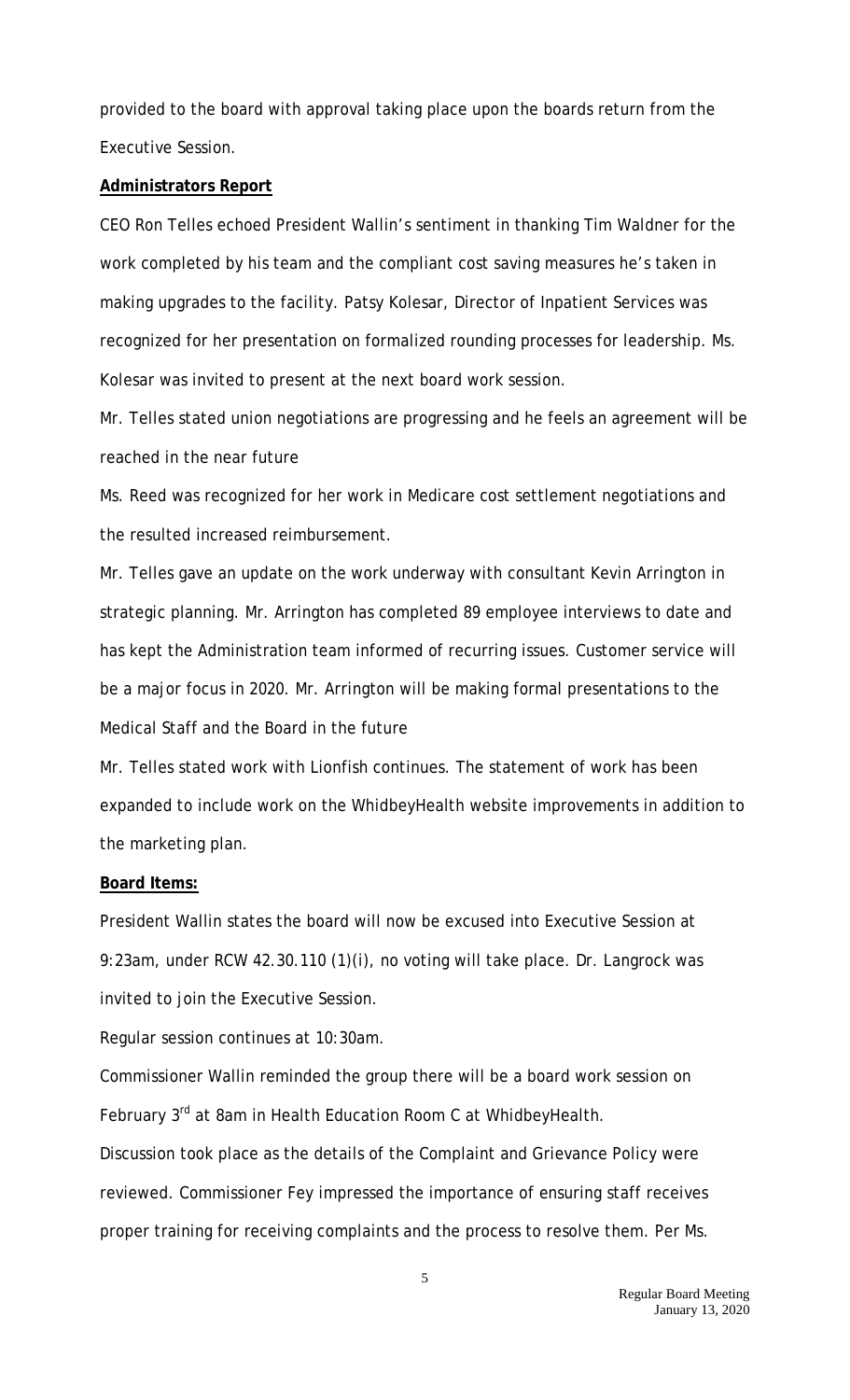provided to the board with approval taking place upon the boards return from the Executive Session.

**Administrators Report**

CEO Ron Telles echoed President Wallin's sentiment in thanking Tim Waldner for the work completed by his team and the compliant cost saving measures he's taken in making upgrades to the facility. Patsy Kolesar, Director of Inpatient Services was recognized for her presentation on formalized rounding processes for leadership. Ms. Kolesar was invited to present at the next board work session.

Mr. Telles stated union negotiations are progressing and he feels an agreement will be reached in the near future

Ms. Reed was recognized for her work in Medicare cost settlement negotiations and the resulted increased reimbursement.

Mr. Telles gave an update on the work underway with consultant Kevin Arrington in strategic planning. Mr. Arrington has completed 89 employee interviews to date and has kept the Administration team informed of recurring issues. Customer service will be a major focus in 2020. Mr. Arrington will be making formal presentations to the Medical Staff and the Board in the future

Mr. Telles stated work with Lionfish continues. The statement of work has been expanded to include work on the WhidbeyHealth website improvements in addition to the marketing plan.

**Board Items:**

President Wallin states the board will now be excused into Executive Session at 9:23am, under RCW 42.30.110 (1)(i), no voting will take place. Dr. Langrock was invited to join the Executive Session.

Regular session continues at 10:30am.

Commissioner Wallin reminded the group there will be a board work session on February 3rd at 8am in Health Education Room C at WhidbeyHealth.

Discussion took place as the details of the Complaint and Grievance Policy were reviewed. Commissioner Fey impressed the importance of ensuring staff receives proper training for receiving complaints and the process to resolve them. Per Ms.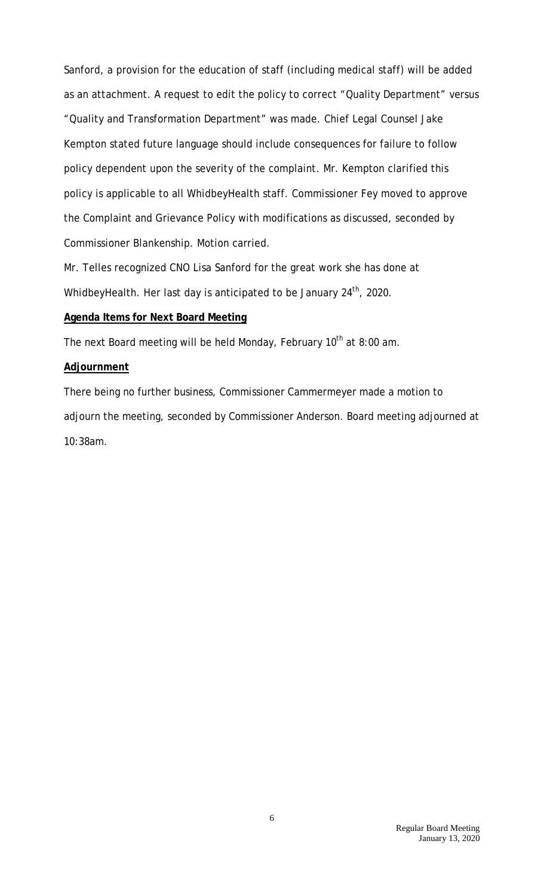Sanford, a provision for the education of staff (including medical staff) will be added as an attachment. A request to edit the policy to correct "Quality Department" versus "Quality and Transformation Department" was made. Chief Legal Counsel Jake Kempton stated future language should include consequences for failure to follow policy dependent upon the severity of the complaint. Mr. Kempton clarified this policy is applicable to all WhidbeyHealth staff. Commissioner Fey moved to approve the Complaint and Grievance Policy with modifications as discussed, seconded by Commissioner Blankenship. Motion carried.

Mr. Telles recognized CNO Lisa Sanford for the great work she has done at WhidbeyHealth. Her last day is anticipated to be January 24th, 2020.

**Agenda Items for Next Board Meeting**

The next Board meeting will be held Monday, February 10th at 8:00 am.

**Adjournment**

There being no further business, Commissioner Cammermeyer made a motion to adjourn the meeting, seconded by Commissioner Anderson. Board meeting adjourned at 10:38am.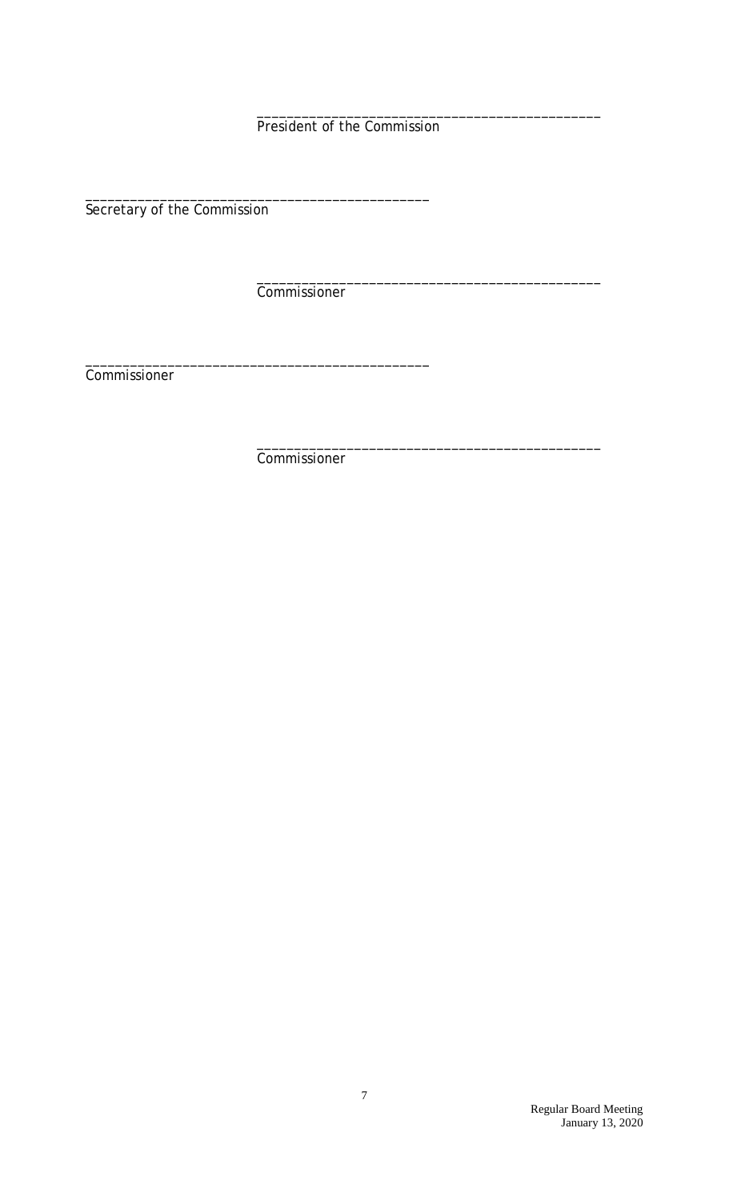_______________________________________________
President of the Commission

_______________________________________________
Secretary of the Commission

_______________________________________________
Commissioner

_______________________________________________
Commissioner

_______________________________________________
Commissioner